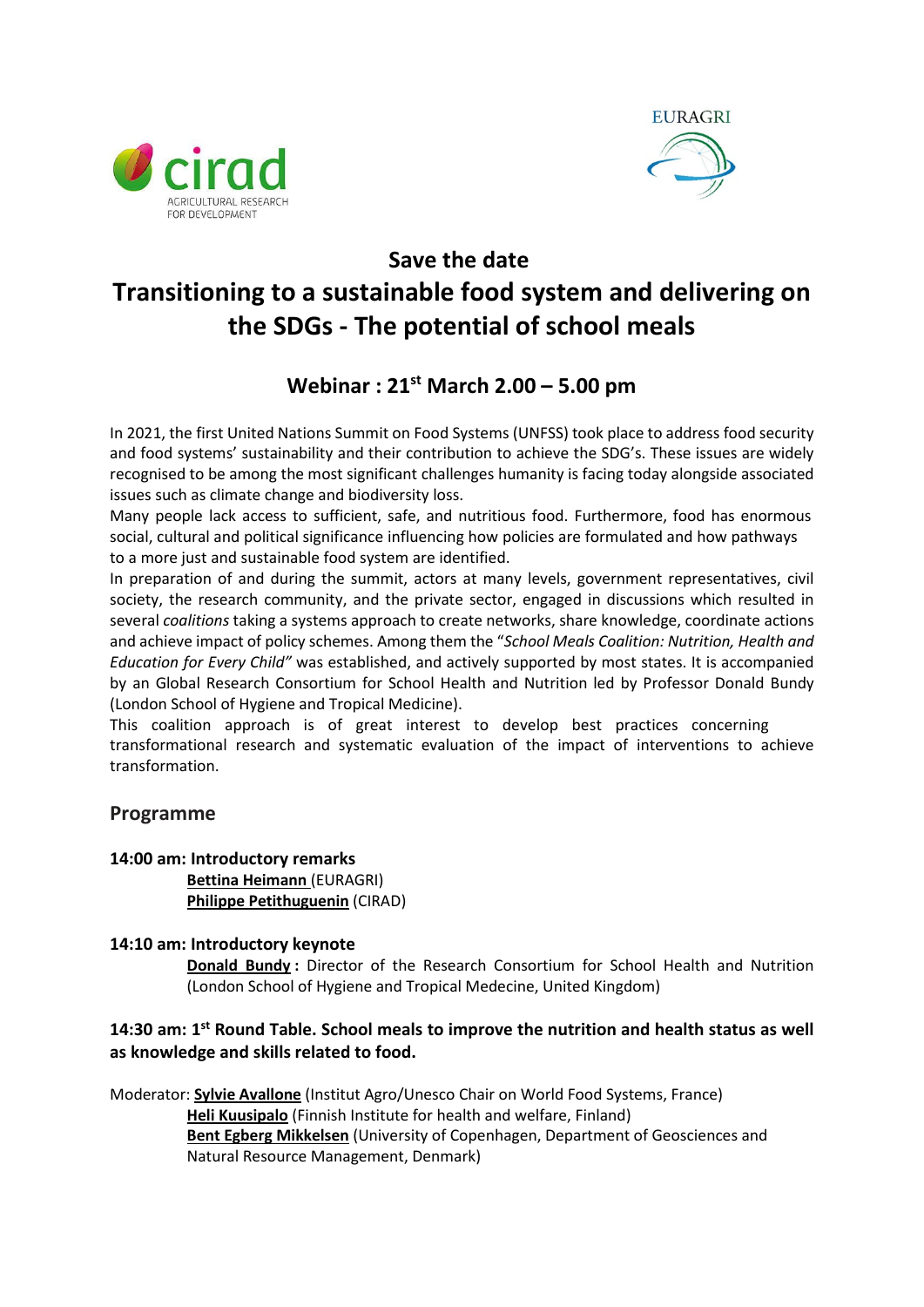cirad
AGRICULTURAL RESEARCH FOR DEVELOPMENT

EURAGRI

## Save the date

# Transitioning to a sustainable food system and delivering on the SDGs - The potential of school meals

## Webinar : 21st March 2.00 – 5.00 pm

In 2021, the first United Nations Summit on Food Systems (UNFSS) took place to address food security and food systems' sustainability and their contribution to achieve the SDG's. These issues are widely recognised to be among the most significant challenges humanity is facing today alongside associated issues such as climate change and biodiversity loss.

Many people lack access to sufficient, safe, and nutritious food. Furthermore, food has enormous social, cultural and political significance influencing how policies are formulated and how pathways to a more just and sustainable food system are identified.

In preparation of and during the summit, actors at many levels, government representatives, civil society, the research community, and the private sector, engaged in discussions which resulted in several *coalitions* taking a systems approach to create networks, share knowledge, coordinate actions and achieve impact of policy schemes. Among them the "*School Meals Coalition: Nutrition, Health and Education for Every Child"* was established, and actively supported by most states. It is accompanied by an Global Research Consortium for School Health and Nutrition led by Professor Donald Bundy (London School of Hygiene and Tropical Medicine).

This coalition approach is of great interest to develop best practices concerning transformational research and systematic evaluation of the impact of interventions to achieve transformation.

## Programme

**14:00 am: Introductory remarks**

**Bettina Heimann** (EURAGRI)
**Philippe Petithuguenin** (CIRAD)

**14:10 am: Introductory keynote**

**Donald Bundy :** Director of the Research Consortium for School Health and Nutrition (London School of Hygiene and Tropical Medecine, United Kingdom)

**14:30 am: 1st Round Table. School meals to improve the nutrition and health status as well as knowledge and skills related to food.**

Moderator: **Sylvie Avallone** (Institut Agro/Unesco Chair on World Food Systems, France)
**Heli Kuusipalo** (Finnish Institute for health and welfare, Finland)
**Bent Egberg Mikkelsen** (University of Copenhagen, Department of Geosciences and Natural Resource Management, Denmark)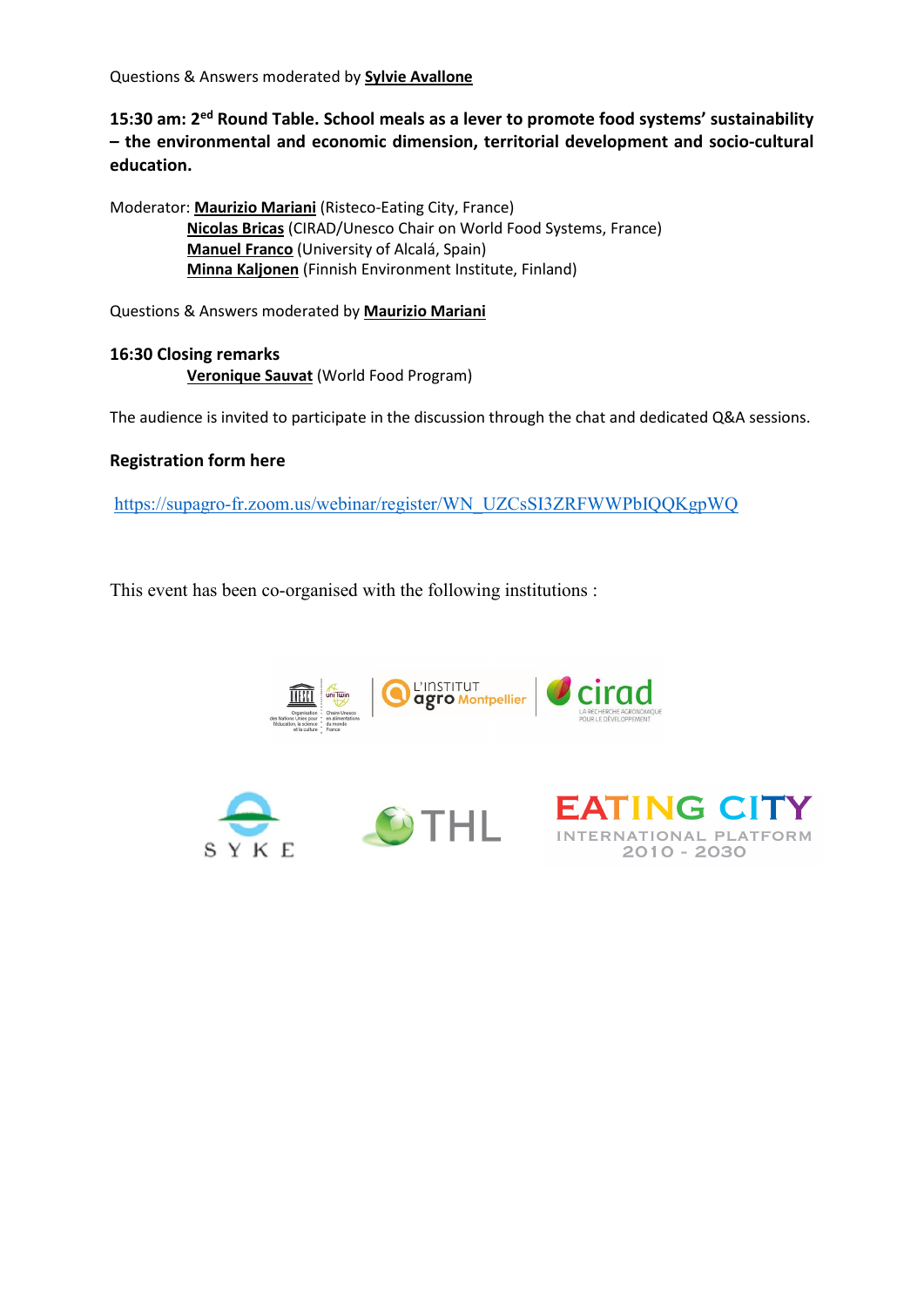Questions & Answers moderated by **Sylvie Avallone**

**15:30 am: 2[ed] Round Table. School meals as a lever to promote food systems' sustainability – the environmental and economic dimension, territorial development and socio-cultural education.**

Moderator: **Maurizio Mariani** (Risteco-Eating City, France)
**Nicolas Bricas** (CIRAD/Unesco Chair on World Food Systems, France)
**Manuel Franco** (University of Alcalá, Spain)
**Minna Kaljonen** (Finnish Environment Institute, Finland)

Questions & Answers moderated by **Maurizio Mariani**

**16:30 Closing remarks**
**Veronique Sauvat** (World Food Program)

The audience is invited to participate in the discussion through the chat and dedicated Q&A sessions.

**Registration form here**

https://supagro-fr.zoom.us/webinar/register/WN_UZCsSI3ZRFWWPbIQQKgpWQ

This event has been co-organised with the following institutions :